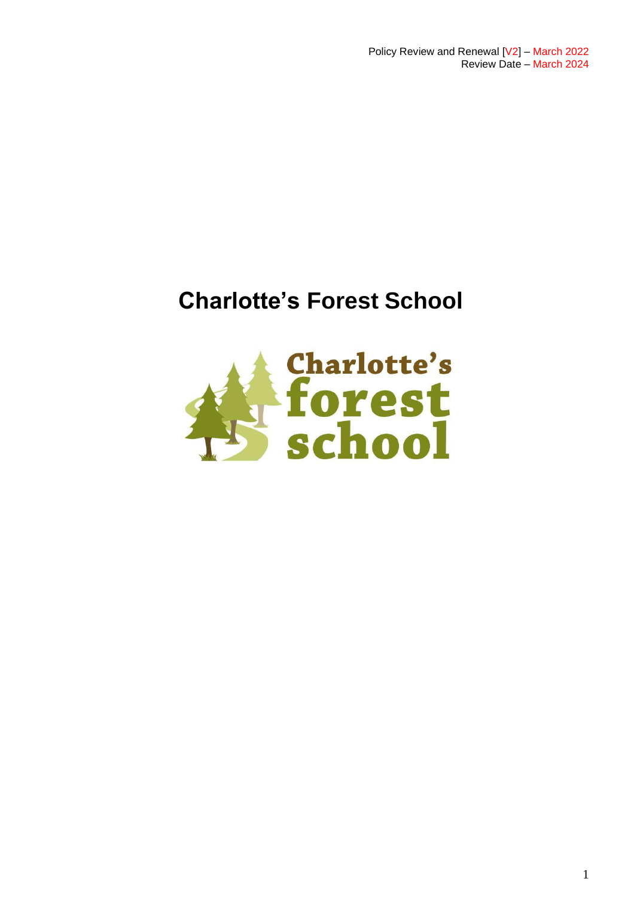Policy Review and Renewal [V2] – March 2022
Review Date – March 2024

# Charlotte's Forest School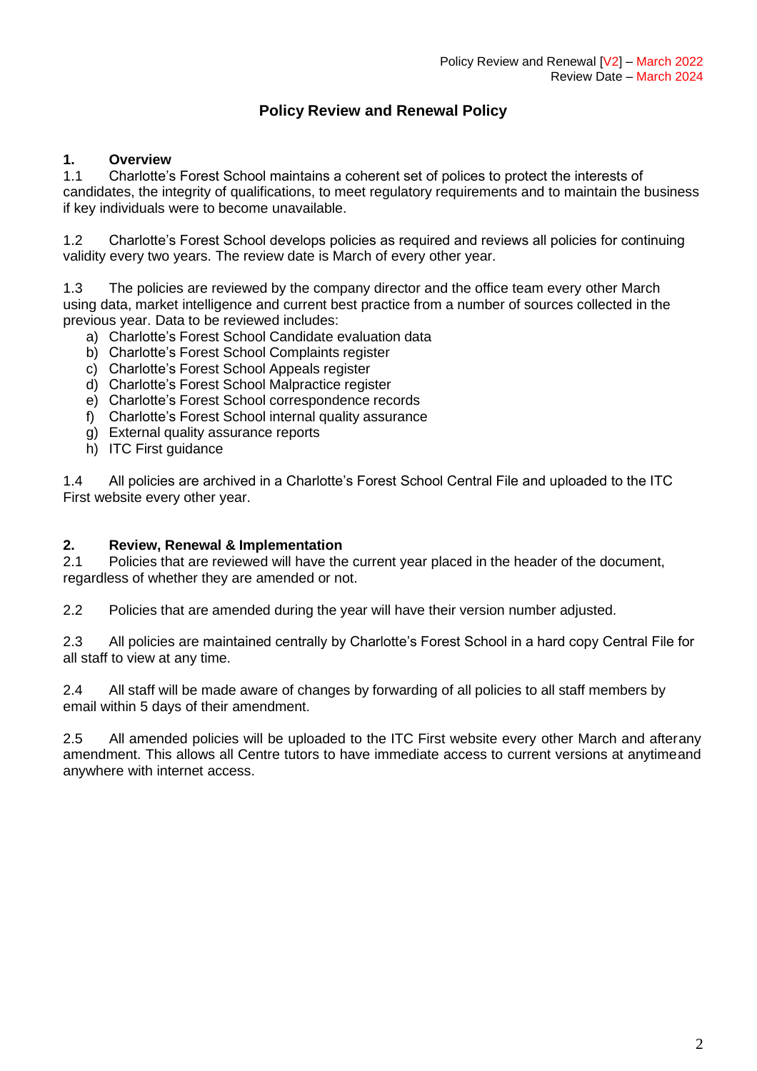Policy Review and Renewal [V2] – March 2022
Review Date – March 2024

# Policy Review and Renewal Policy

## 1. Overview

1.1 Charlotte's Forest School maintains a coherent set of polices to protect the interests of candidates, the integrity of qualifications, to meet regulatory requirements and to maintain the business if key individuals were to become unavailable.

1.2 Charlotte's Forest School develops policies as required and reviews all policies for continuing validity every two years. The review date is March of every other year.

1.3 The policies are reviewed by the company director and the office team every other March using data, market intelligence and current best practice from a number of sources collected in the previous year. Data to be reviewed includes:

a) Charlotte's Forest School Candidate evaluation data
b) Charlotte's Forest School Complaints register
c) Charlotte's Forest School Appeals register
d) Charlotte's Forest School Malpractice register
e) Charlotte's Forest School correspondence records
f) Charlotte's Forest School internal quality assurance
g) External quality assurance reports
h) ITC First guidance

1.4 All policies are archived in a Charlotte's Forest School Central File and uploaded to the ITC First website every other year.

## 2. Review, Renewal & Implementation

2.1 Policies that are reviewed will have the current year placed in the header of the document, regardless of whether they are amended or not.

2.2 Policies that are amended during the year will have their version number adjusted.

2.3 All policies are maintained centrally by Charlotte's Forest School in a hard copy Central File for all staff to view at any time.

2.4 All staff will be made aware of changes by forwarding of all policies to all staff members by email within 5 days of their amendment.

2.5 All amended policies will be uploaded to the ITC First website every other March and afterany amendment. This allows all Centre tutors to have immediate access to current versions at anytimeand anywhere with internet access.